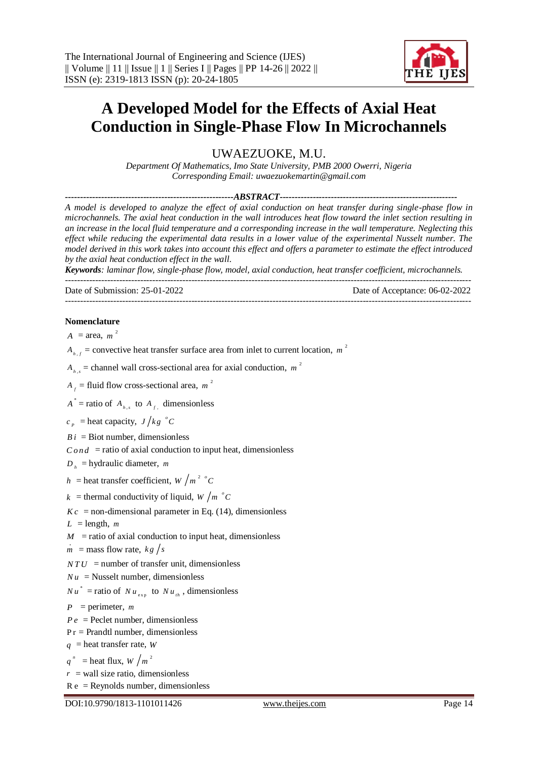# A Developed Model for the Effects of Axial Heat Conduction in Single-Phase Flow In Microchannels

UWAEZUOKE, M.U.

*Department Of Mathematics, Imo State University, PMB 2000 Owerri, Nigeria*
*Corresponding Email: uwaezuokemartin@gmail.com*

**ABSTRACT**

*A model is developed to analyze the effect of axial conduction on heat transfer during single-phase flow in microchannels. The axial heat conduction in the wall introduces heat flow toward the inlet section resulting in an increase in the local fluid temperature and a corresponding increase in the wall temperature. Neglecting this effect while reducing the experimental data results in a lower value of the experimental Nusselt number. The model derived in this work takes into account this effect and offers a parameter to estimate the effect introduced by the axial heat conduction effect in the wall.*

***Keywords**: laminar flow, single-phase flow, model, axial conduction, heat transfer coefficient, microchannels.*

Date of Submission: 25-01-2022 | Date of Acceptance: 06-02-2022

**Nomenclature**

$A$ = area, $m^2$

$A_{h,f}$ = convective heat transfer surface area from inlet to current location, $m^2$

$A_{h,s}$ = channel wall cross-sectional area for axial conduction, $m^2$

$A_f$ = fluid flow cross-sectional area, $m^2$

$A^*$ = ratio of $A_{h,s}$ to $A_f$, dimensionless

$c_p$ = heat capacity, $J/kg\ ^oC$

$Bi$ = Biot number, dimensionless

$Cond$ = ratio of axial conduction to input heat, dimensionless

$D_h$ = hydraulic diameter, $m$

$h$ = heat transfer coefficient, $W/m^2\ ^oC$

$k$ = thermal conductivity of liquid, $W/m\ ^oC$

$Kc$ = non-dimensional parameter in Eq. (14), dimensionless

$L$ = length, $m$

$M$ = ratio of axial conduction to input heat, dimensionless

$\dot{m}$ = mass flow rate, $kg/s$

$NTU$ = number of transfer unit, dimensionless

$Nu$ = Nusselt number, dimensionless

$Nu^*$ = ratio of $Nu_{exp}$ to $Nu_{th}$, dimensionless

$P$ = perimeter, $m$

$Pe$ = Peclet number, dimensionless

$\Pr$ = Prandtl number, dimensionless

$q$ = heat transfer rate, $W$

$q''$ = heat flux, $W/m^2$

$r$ = wall size ratio, dimensionless

$\mathrm{Re}$ = Reynolds number, dimensionless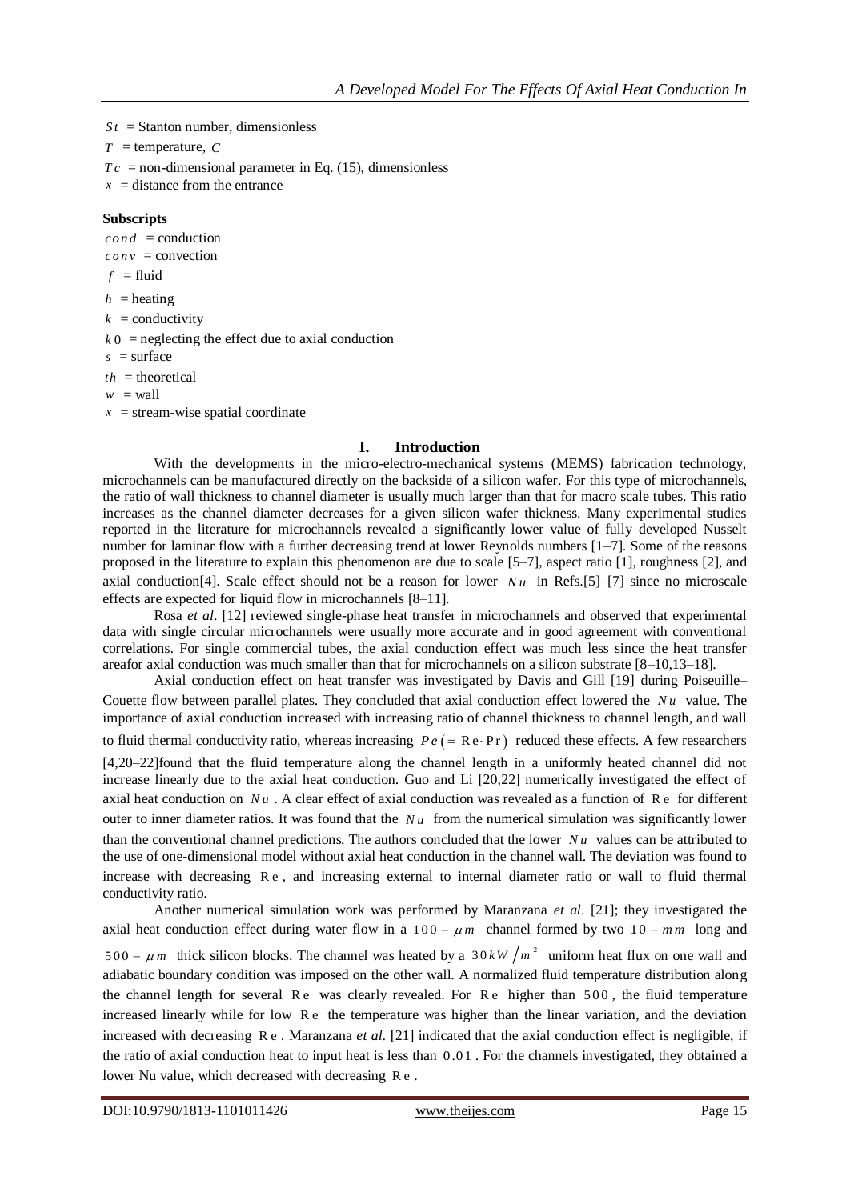$St$ = Stanton number, dimensionless

$T$ = temperature, $C$

$Tc$ = non-dimensional parameter in Eq. (15), dimensionless

$x$ = distance from the entrance

**Subscripts**

$cond$ = conduction

$conv$ = convection

$f$ = fluid

$h$ = heating

$k$ = conductivity

$k0$ = neglecting the effect due to axial conduction

$s$ = surface

$th$ = theoretical

$w$ = wall

$x$ = stream-wise spatial coordinate

## I. Introduction

With the developments in the micro-electro-mechanical systems (MEMS) fabrication technology, microchannels can be manufactured directly on the backside of a silicon wafer. For this type of microchannels, the ratio of wall thickness to channel diameter is usually much larger than that for macro scale tubes. This ratio increases as the channel diameter decreases for a given silicon wafer thickness. Many experimental studies reported in the literature for microchannels revealed a significantly lower value of fully developed Nusselt number for laminar flow with a further decreasing trend at lower Reynolds numbers [1–7]. Some of the reasons proposed in the literature to explain this phenomenon are due to scale [5–7], aspect ratio [1], roughness [2], and axial conduction[4]. Scale effect should not be a reason for lower $Nu$ in Refs.[5]–[7] since no microscale effects are expected for liquid flow in microchannels [8–11].

Rosa *et al*. [12] reviewed single-phase heat transfer in microchannels and observed that experimental data with single circular microchannels were usually more accurate and in good agreement with conventional correlations. For single commercial tubes, the axial conduction effect was much less since the heat transfer areafor axial conduction was much smaller than that for microchannels on a silicon substrate [8–10,13–18].

Axial conduction effect on heat transfer was investigated by Davis and Gill [19] during Poiseuille–Couette flow between parallel plates. They concluded that axial conduction effect lowered the $Nu$ value. The importance of axial conduction increased with increasing ratio of channel thickness to channel length, and wall to fluid thermal conductivity ratio, whereas increasing $Pe\,(= \mathrm{Re}\cdot \mathrm{Pr})$ reduced these effects. A few researchers [4,20–22]found that the fluid temperature along the channel length in a uniformly heated channel did not increase linearly due to the axial heat conduction. Guo and Li [20,22] numerically investigated the effect of axial heat conduction on $Nu$. A clear effect of axial conduction was revealed as a function of $\mathrm{Re}$ for different outer to inner diameter ratios. It was found that the $Nu$ from the numerical simulation was significantly lower than the conventional channel predictions. The authors concluded that the lower $Nu$ values can be attributed to the use of one-dimensional model without axial heat conduction in the channel wall. The deviation was found to increase with decreasing $\mathrm{Re}$, and increasing external to internal diameter ratio or wall to fluid thermal conductivity ratio.

Another numerical simulation work was performed by Maranzana *et al*. [21]; they investigated the axial heat conduction effect during water flow in a $100-\mu m$ channel formed by two $10-mm$ long and $500-\mu m$ thick silicon blocks. The channel was heated by a $30\,kW/m^2$ uniform heat flux on one wall and adiabatic boundary condition was imposed on the other wall. A normalized fluid temperature distribution along the channel length for several $\mathrm{Re}$ was clearly revealed. For $\mathrm{Re}$ higher than $500$, the fluid temperature increased linearly while for low $\mathrm{Re}$ the temperature was higher than the linear variation, and the deviation increased with decreasing $\mathrm{Re}$. Maranzana *et al.* [21] indicated that the axial conduction effect is negligible, if the ratio of axial conduction heat to input heat is less than $0.01$. For the channels investigated, they obtained a lower Nu value, which decreased with decreasing $\mathrm{Re}$.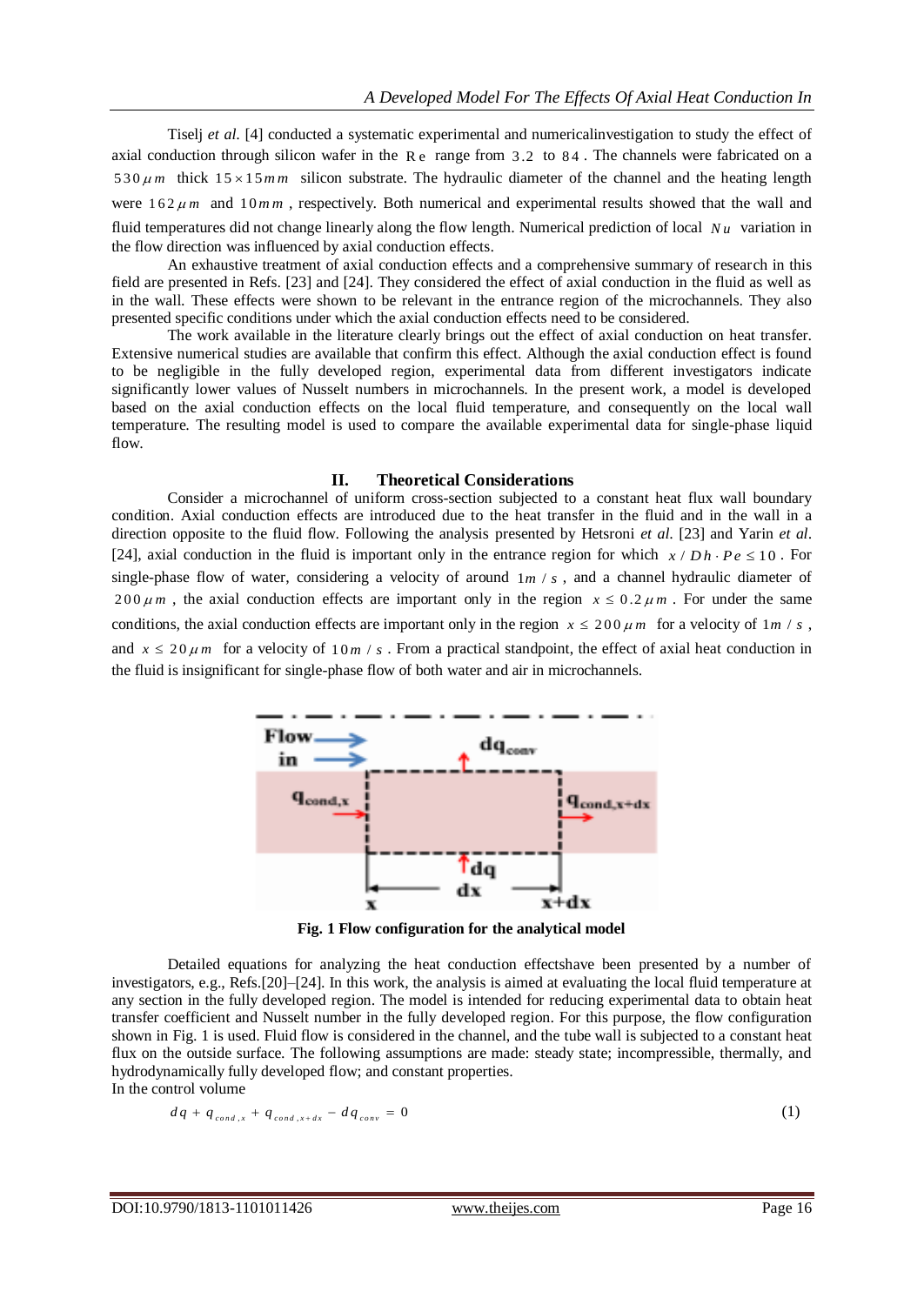Tiselj *et al.* [4] conducted a systematic experimental and numericalinvestigation to study the effect of axial conduction through silicon wafer in the $Re$ range from $3.2$ to $84$. The channels were fabricated on a $530\,\mu m$ thick $15 \times 15\,mm$ silicon substrate. The hydraulic diameter of the channel and the heating length were $162\,\mu m$ and $10\,mm$, respectively. Both numerical and experimental results showed that the wall and fluid temperatures did not change linearly along the flow length. Numerical prediction of local $Nu$ variation in the flow direction was influenced by axial conduction effects.

An exhaustive treatment of axial conduction effects and a comprehensive summary of research in this field are presented in Refs. [23] and [24]. They considered the effect of axial conduction in the fluid as well as in the wall. These effects were shown to be relevant in the entrance region of the microchannels. They also presented specific conditions under which the axial conduction effects need to be considered.

The work available in the literature clearly brings out the effect of axial conduction on heat transfer. Extensive numerical studies are available that confirm this effect. Although the axial conduction effect is found to be negligible in the fully developed region, experimental data from different investigators indicate significantly lower values of Nusselt numbers in microchannels. In the present work, a model is developed based on the axial conduction effects on the local fluid temperature, and consequently on the local wall temperature. The resulting model is used to compare the available experimental data for single-phase liquid flow.

## II. Theoretical Considerations

Consider a microchannel of uniform cross-section subjected to a constant heat flux wall boundary condition. Axial conduction effects are introduced due to the heat transfer in the fluid and in the wall in a direction opposite to the fluid flow. Following the analysis presented by Hetsroni *et al.* [23] and Yarin *et al.* [24], axial conduction in the fluid is important only in the entrance region for which $x / Dh \cdot Pe \leq 10$. For single-phase flow of water, considering a velocity of around $1m/s$, and a channel hydraulic diameter of $200\,\mu m$, the axial conduction effects are important only in the region $x \leq 0.2\,\mu m$. For under the same conditions, the axial conduction effects are important only in the region $x \leq 200\,\mu m$ for a velocity of $1m/s$, and $x \leq 20\,\mu m$ for a velocity of $10m/s$. From a practical standpoint, the effect of axial heat conduction in the fluid is insignificant for single-phase flow of both water and air in microchannels.

**Fig. 1 Flow configuration for the analytical model**

Detailed equations for analyzing the heat conduction effectshave been presented by a number of investigators, e.g., Refs.[20]–[24]. In this work, the analysis is aimed at evaluating the local fluid temperature at any section in the fully developed region. The model is intended for reducing experimental data to obtain heat transfer coefficient and Nusselt number in the fully developed region. For this purpose, the flow configuration shown in Fig. 1 is used. Fluid flow is considered in the channel, and the tube wall is subjected to a constant heat flux on the outside surface. The following assumptions are made: steady state; incompressible, thermally, and hydrodynamically fully developed flow; and constant properties.

In the control volume

$$dq + q_{cond,x} + q_{cond,x+dx} - dq_{conv} = 0 \tag{1}$$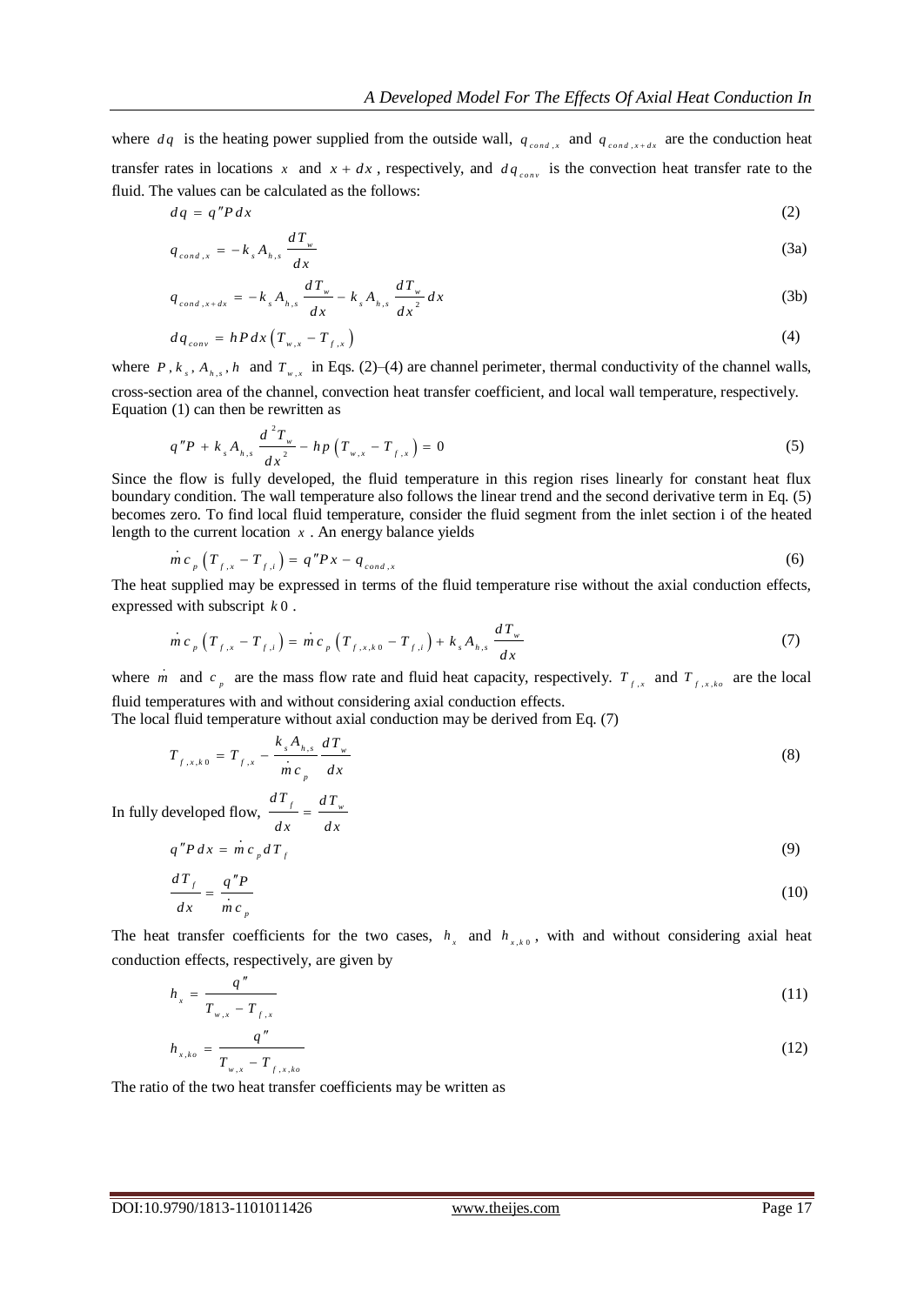where $dq$ is the heating power supplied from the outside wall, $q_{cond,x}$ and $q_{cond,x+dx}$ are the conduction heat transfer rates in locations $x$ and $x+dx$, respectively, and $dq_{conv}$ is the convection heat transfer rate to the fluid. The values can be calculated as the follows:

$$dq = q''P\,dx \tag{2}$$

$$q_{cond,x} = -k_s A_{h,s} \frac{dT_w}{dx} \tag{3a}$$

$$q_{cond,x+dx} = -k_s A_{h,s} \frac{dT_w}{dx} - k_s A_{h,s} \frac{dT_w}{dx^2} dx \tag{3b}$$

$$dq_{conv} = hP\,dx\left(T_{w,x} - T_{f,x}\right) \tag{4}$$

where $P$, $k_s$, $A_{h,s}$, $h$ and $T_{w,x}$ in Eqs. (2)–(4) are channel perimeter, thermal conductivity of the channel walls, cross-section area of the channel, convection heat transfer coefficient, and local wall temperature, respectively. Equation (1) can then be rewritten as

$$q''P + k_s A_{h,s} \frac{d^2T_w}{dx^2} - hp\left(T_{w,x} - T_{f,x}\right) = 0 \tag{5}$$

Since the flow is fully developed, the fluid temperature in this region rises linearly for constant heat flux boundary condition. The wall temperature also follows the linear trend and the second derivative term in Eq. (5) becomes zero. To find local fluid temperature, consider the fluid segment from the inlet section i of the heated length to the current location $x$. An energy balance yields

$$\dot{m}c_p\left(T_{f,x} - T_{f,i}\right) = q''Px - q_{cond,x} \tag{6}$$

The heat supplied may be expressed in terms of the fluid temperature rise without the axial conduction effects, expressed with subscript $k0$.

$$\dot{m}c_p\left(T_{f,x} - T_{f,i}\right) = \dot{m}c_p\left(T_{f,x,k0} - T_{f,i}\right) + k_s A_{h,s} \frac{dT_w}{dx} \tag{7}$$

where $\dot{m}$ and $c_p$ are the mass flow rate and fluid heat capacity, respectively. $T_{f,x}$ and $T_{f,x,ko}$ are the local fluid temperatures with and without considering axial conduction effects.

The local fluid temperature without axial conduction may be derived from Eq. (7)

$$T_{f,x,k0} = T_{f,x} - \frac{k_s A_{h,s}}{\dot{m}c_p} \frac{dT_w}{dx} \tag{8}$$

In fully developed flow, $\frac{dT_f}{dx} = \frac{dT_w}{dx}$

$$q''P\,dx = \dot{m}c_p\,dT_f \tag{9}$$

$$\frac{dT_f}{dx} = \frac{q''P}{\dot{m}c_p} \tag{10}$$

The heat transfer coefficients for the two cases, $h_x$ and $h_{x,k0}$, with and without considering axial heat conduction effects, respectively, are given by

$$h_x = \frac{q''}{T_{w,x} - T_{f,x}} \tag{11}$$

$$h_{x,ko} = \frac{q''}{T_{w,x} - T_{f,x,ko}} \tag{12}$$

The ratio of the two heat transfer coefficients may be written as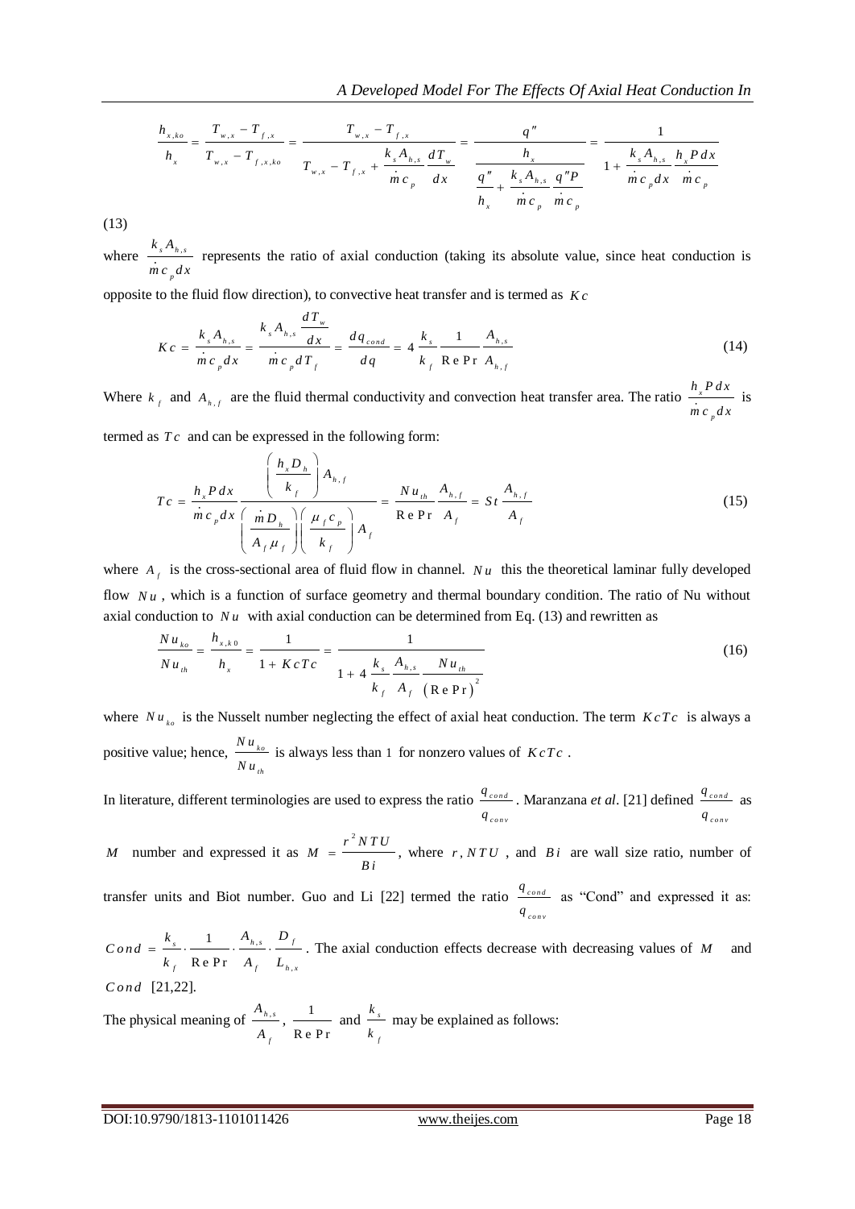$$\frac{h_{x,ko}}{h_x} = \frac{T_{w,x} - T_{f,x}}{T_{w,x} - T_{f,x,ko}} = \frac{T_{w,x} - T_{f,x}}{T_{w,x} - T_{f,x} + \frac{k_s A_{h,s}}{\dot{m} c_p} \frac{dT_w}{dx}} = \frac{\frac{q''}{h_x}}{\frac{q''}{h_x} + \frac{k_s A_{h,s}}{\dot{m} c_p} \frac{q'' P}{\dot{m} c_p}} = \frac{1}{1 + \frac{k_s A_{h,s}}{\dot{m} c_p dx} \frac{h_x P dx}{\dot{m} c_p}}$$

(13)

where $\frac{k_s A_{h,s}}{\dot{m} c_p dx}$ represents the ratio of axial conduction (taking its absolute value, since heat conduction is opposite to the fluid flow direction), to convective heat transfer and is termed as $Kc$

$$Kc = \frac{k_s A_{h,s}}{\dot{m} c_p dx} = \frac{k_s A_{h,s} \frac{dT_w}{dx}}{\dot{m} c_p dT_f} = \frac{dq_{cond}}{dq} = 4 \frac{k_s}{k_f} \frac{1}{\mathrm{Re\,Pr}} \frac{A_{h,s}}{A_{h,f}} \tag{14}$$

Where $k_f$ and $A_{h,f}$ are the fluid thermal conductivity and convection heat transfer area. The ratio $\frac{h_x P dx}{\dot{m} c_p dx}$ is termed as $Tc$ and can be expressed in the following form:

$$Tc = \frac{h_x P dx}{\dot{m} c_p dx} \frac{\left(\frac{h_x D_h}{k_f}\right) A_{h,f}}{\left(\frac{\dot{m} D_h}{A_f \mu_f}\right)\left(\frac{\mu_f c_p}{k_f}\right) A_f} = \frac{Nu_{th}}{\mathrm{Re\,Pr}} \frac{A_{h,f}}{A_f} = St \frac{A_{h,f}}{A_f} \tag{15}$$

where $A_f$ is the cross-sectional area of fluid flow in channel. $Nu$ this the theoretical laminar fully developed flow $Nu$, which is a function of surface geometry and thermal boundary condition. The ratio of Nu without axial conduction to $Nu$ with axial conduction can be determined from Eq. (13) and rewritten as

$$\frac{Nu_{ko}}{Nu_{th}} = \frac{h_{x,k0}}{h_x} = \frac{1}{1 + KcTc} = \frac{1}{1 + 4 \frac{k_s}{k_f} \frac{A_{h,s}}{A_f} \frac{Nu_{th}}{(\mathrm{Re\,Pr})^2}} \tag{16}$$

where $Nu_{ko}$ is the Nusselt number neglecting the effect of axial heat conduction. The term $KcTc$ is always a positive value; hence, $\frac{Nu_{ko}}{Nu_{th}}$ is always less than 1 for nonzero values of $KcTc$.

In literature, different terminologies are used to express the ratio $\frac{q_{cond}}{q_{conv}}$. Maranzana *et al*. [21] defined $\frac{q_{cond}}{q_{conv}}$ as $M$ number and expressed it as $M = \frac{r^2 NTU}{Bi}$, where $r$, $NTU$, and $Bi$ are wall size ratio, number of transfer units and Biot number. Guo and Li [22] termed the ratio $\frac{q_{cond}}{q_{conv}}$ as "Cond" and expressed it as: $Cond = \frac{k_s}{k_f} \cdot \frac{1}{\mathrm{Re\,Pr}} \cdot \frac{A_{h,s}}{A_f} \cdot \frac{D_f}{L_{h,x}}$. The axial conduction effects decrease with decreasing values of $M$ and $Cond$ [21,22].

The physical meaning of $\frac{A_{h,s}}{A_f}$, $\frac{1}{\mathrm{Re\,Pr}}$ and $\frac{k_s}{k_f}$ may be explained as follows: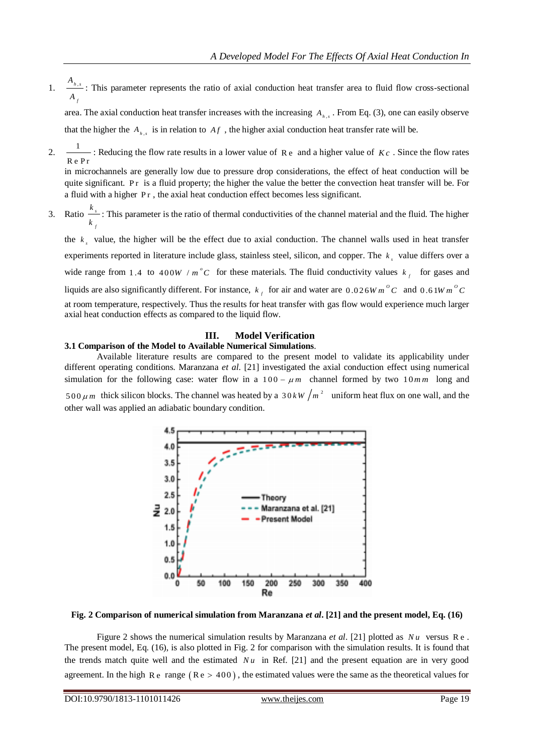1. $\frac{A_{h,s}}{A_f}$: This parameter represents the ratio of axial conduction heat transfer area to fluid flow cross-sectional area. The axial conduction heat transfer increases with the increasing $A_{h,s}$. From Eq. (3), one can easily observe that the higher the $A_{h,s}$ is in relation to $Af$, the higher axial conduction heat transfer rate will be.

2. $\frac{1}{Re\,Pr}$: Reducing the flow rate results in a lower value of $Re$ and a higher value of $Kc$. Since the flow rates in microchannels are generally low due to pressure drop considerations, the effect of heat conduction will be quite significant. $Pr$ is a fluid property; the higher the value the better the convection heat transfer will be. For a fluid with a higher $Pr$, the axial heat conduction effect becomes less significant.

3. Ratio $\frac{k_s}{k_f}$: This parameter is the ratio of thermal conductivities of the channel material and the fluid. The higher the $k_s$ value, the higher will be the effect due to axial conduction. The channel walls used in heat transfer experiments reported in literature include glass, stainless steel, silicon, and copper. The $k_s$ value differs over a wide range from $1.4$ to $400 W/m^oC$ for these materials. The fluid conductivity values $k_f$ for gases and liquids are also significantly different. For instance, $k_f$ for air and water are $0.026 W\,m^oC$ and $0.61 W\,m^oC$ at room temperature, respectively. Thus the results for heat transfer with gas flow would experience much larger axial heat conduction effects as compared to the liquid flow.

## III. Model Verification

### 3.1 Comparison of the Model to Available Numerical Simulations.

Available literature results are compared to the present model to validate its applicability under different operating conditions. Maranzana *et al.* [21] investigated the axial conduction effect using numerical simulation for the following case: water flow in a $100-\mu m$ channel formed by two $10\,mm$ long and $500\,\mu m$ thick silicon blocks. The channel was heated by a $30\,kW/m^2$ uniform heat flux on one wall, and the other wall was applied an adiabatic boundary condition.

**Fig. 2 Comparison of numerical simulation from Maranzana *et al*. [21] and the present model, Eq. (16)**

Figure 2 shows the numerical simulation results by Maranzana *et al*. [21] plotted as $Nu$ versus $Re$. The present model, Eq. (16), is also plotted in Fig. 2 for comparison with the simulation results. It is found that the trends match quite well and the estimated $Nu$ in Ref. [21] and the present equation are in very good agreement. In the high $Re$ range ($Re > 400$), the estimated values were the same as the theoretical values for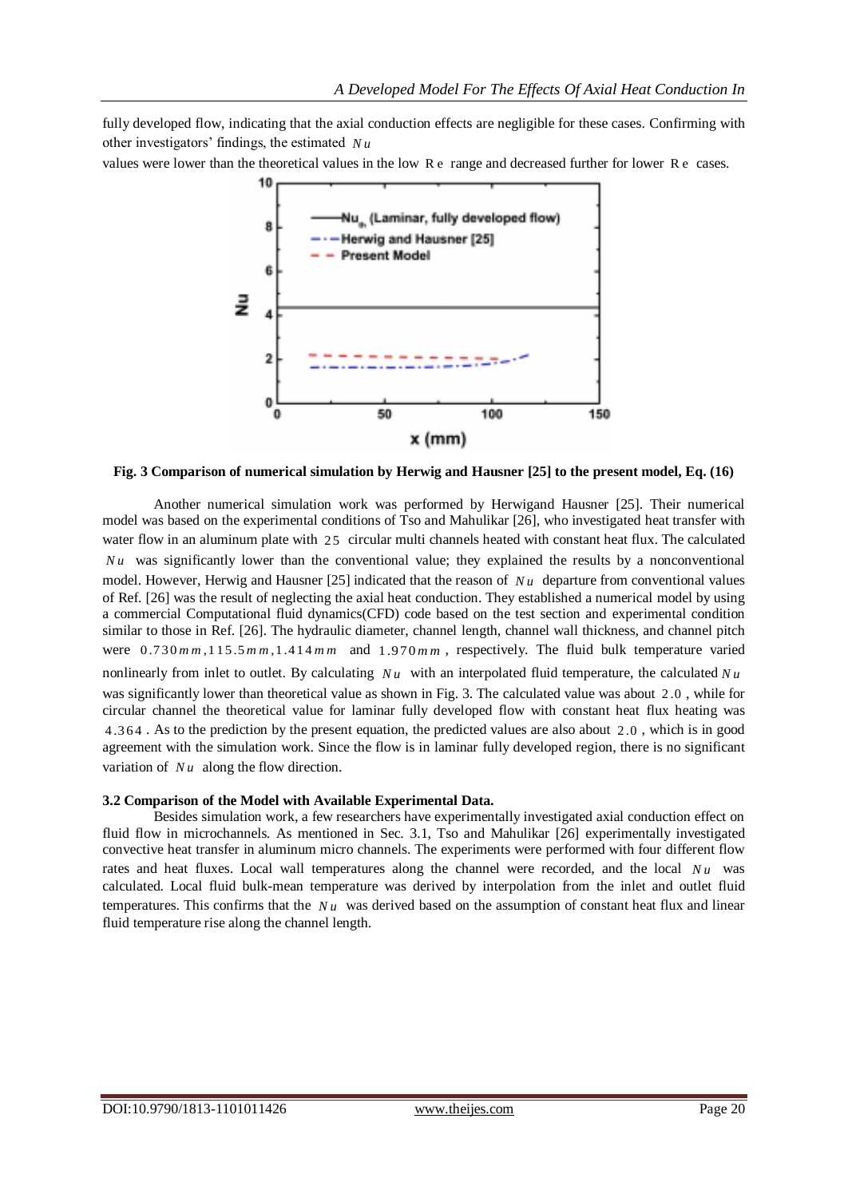fully developed flow, indicating that the axial conduction effects are negligible for these cases. Confirming with other investigators' findings, the estimated $Nu$ values were lower than the theoretical values in the low $Re$ range and decreased further for lower $Re$ cases.

**Fig. 3 Comparison of numerical simulation by Herwig and Hausner [25] to the present model, Eq. (16)**

Another numerical simulation work was performed by Herwigand Hausner [25]. Their numerical model was based on the experimental conditions of Tso and Mahulikar [26], who investigated heat transfer with water flow in an aluminum plate with $25$ circular multi channels heated with constant heat flux. The calculated $Nu$ was significantly lower than the conventional value; they explained the results by a nonconventional model. However, Herwig and Hausner [25] indicated that the reason of $Nu$ departure from conventional values of Ref. [26] was the result of neglecting the axial heat conduction. They established a numerical model by using a commercial Computational fluid dynamics(CFD) code based on the test section and experimental condition similar to those in Ref. [26]. The hydraulic diameter, channel length, channel wall thickness, and channel pitch were $0.730mm, 115.5mm, 1.414mm$ and $1.970mm$, respectively. The fluid bulk temperature varied nonlinearly from inlet to outlet. By calculating $Nu$ with an interpolated fluid temperature, the calculated $Nu$ was significantly lower than theoretical value as shown in Fig. 3. The calculated value was about $2.0$, while for circular channel the theoretical value for laminar fully developed flow with constant heat flux heating was $4.364$. As to the prediction by the present equation, the predicted values are also about $2.0$, which is in good agreement with the simulation work. Since the flow is in laminar fully developed region, there is no significant variation of $Nu$ along the flow direction.

### 3.2 Comparison of the Model with Available Experimental Data.

Besides simulation work, a few researchers have experimentally investigated axial conduction effect on fluid flow in microchannels. As mentioned in Sec. 3.1, Tso and Mahulikar [26] experimentally investigated convective heat transfer in aluminum micro channels. The experiments were performed with four different flow rates and heat fluxes. Local wall temperatures along the channel were recorded, and the local $Nu$ was calculated. Local fluid bulk-mean temperature was derived by interpolation from the inlet and outlet fluid temperatures. This confirms that the $Nu$ was derived based on the assumption of constant heat flux and linear fluid temperature rise along the channel length.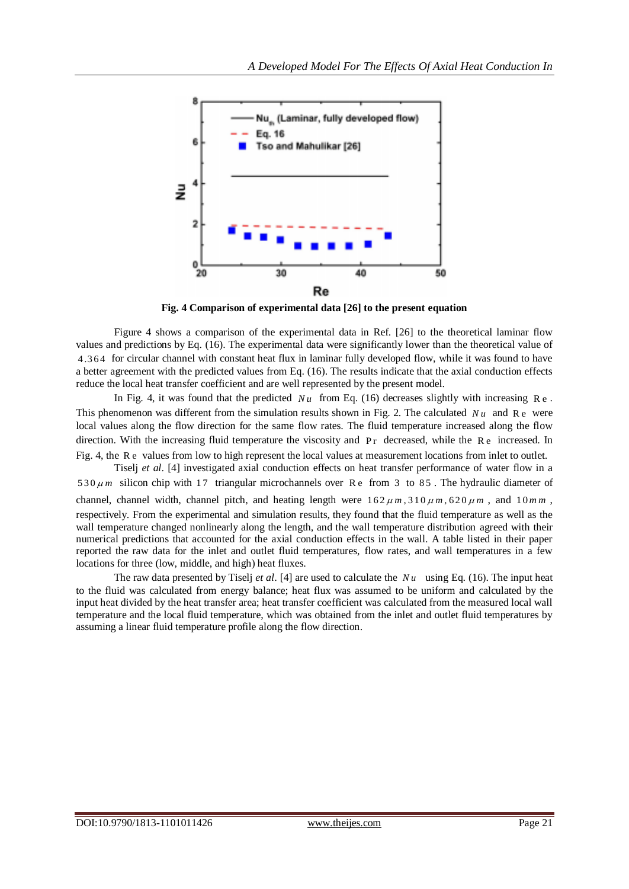Fig. 4 Comparison of experimental data [26] to the present equation

Figure 4 shows a comparison of the experimental data in Ref. [26] to the theoretical laminar flow values and predictions by Eq. (16). The experimental data were significantly lower than the theoretical value of $4.364$ for circular channel with constant heat flux in laminar fully developed flow, while it was found to have a better agreement with the predicted values from Eq. (16). The results indicate that the axial conduction effects reduce the local heat transfer coefficient and are well represented by the present model.

In Fig. 4, it was found that the predicted $Nu$ from Eq. (16) decreases slightly with increasing $Re$. This phenomenon was different from the simulation results shown in Fig. 2. The calculated $Nu$ and $Re$ were local values along the flow direction for the same flow rates. The fluid temperature increased along the flow direction. With the increasing fluid temperature the viscosity and $Pr$ decreased, while the $Re$ increased. In Fig. 4, the $Re$ values from low to high represent the local values at measurement locations from inlet to outlet.

Tiselj *et al*. [4] investigated axial conduction effects on heat transfer performance of water flow in a $530\mu m$ silicon chip with $17$ triangular microchannels over $Re$ from $3$ to $85$. The hydraulic diameter of channel, channel width, channel pitch, and heating length were $162\mu m$, $310\mu m$, $620\mu m$, and $10mm$, respectively. From the experimental and simulation results, they found that the fluid temperature as well as the wall temperature changed nonlinearly along the length, and the wall temperature distribution agreed with their numerical predictions that accounted for the axial conduction effects in the wall. A table listed in their paper reported the raw data for the inlet and outlet fluid temperatures, flow rates, and wall temperatures in a few locations for three (low, middle, and high) heat fluxes.

The raw data presented by Tiselj *et al*. [4] are used to calculate the $Nu$ using Eq. (16). The input heat to the fluid was calculated from energy balance; heat flux was assumed to be uniform and calculated by the input heat divided by the heat transfer area; heat transfer coefficient was calculated from the measured local wall temperature and the local fluid temperature, which was obtained from the inlet and outlet fluid temperatures by assuming a linear fluid temperature profile along the flow direction.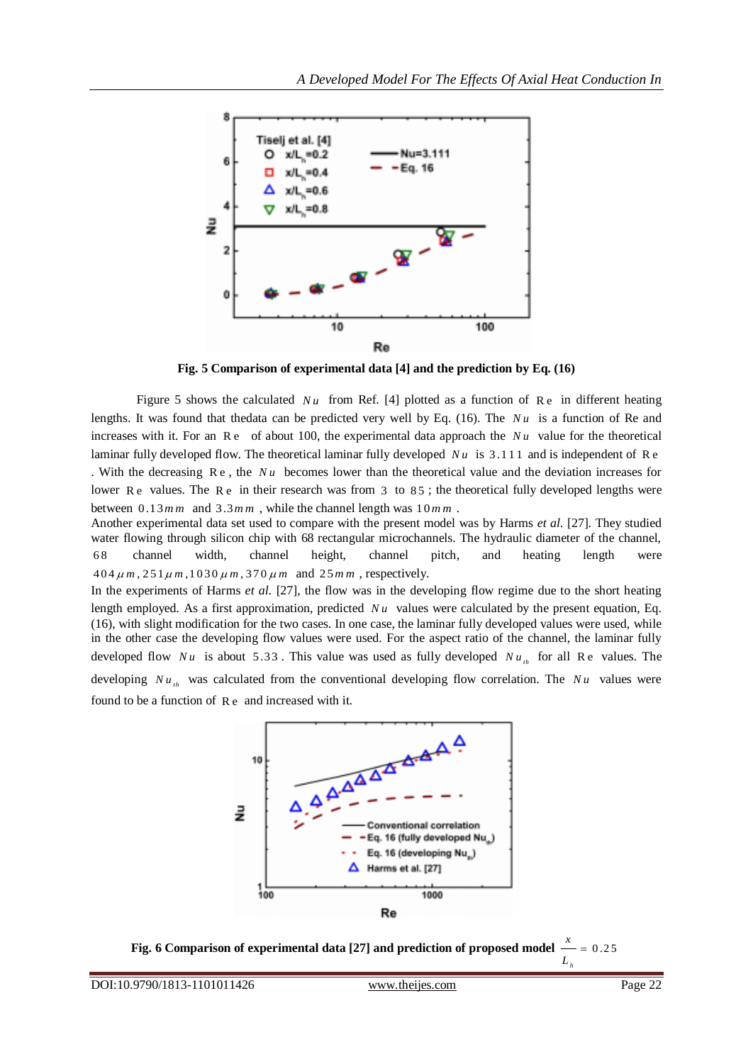**Fig. 5 Comparison of experimental data [4] and the prediction by Eq. (16)**

Figure 5 shows the calculated $Nu$ from Ref. [4] plotted as a function of $Re$ in different heating lengths. It was found that thedata can be predicted very well by Eq. (16). The $Nu$ is a function of Re and increases with it. For an $Re$ of about 100, the experimental data approach the $Nu$ value for the theoretical laminar fully developed flow. The theoretical laminar fully developed $Nu$ is $3.111$ and is independent of $Re$. With the decreasing $Re$, the $Nu$ becomes lower than the theoretical value and the deviation increases for lower $Re$ values. The $Re$ in their research was from $3$ to $85$; the theoretical fully developed lengths were between $0.13mm$ and $3.3mm$, while the channel length was $10mm$.

Another experimental data set used to compare with the present model was by Harms *et al.* [27]. They studied water flowing through silicon chip with 68 rectangular microchannels. The hydraulic diameter of the channel, $68$ channel width, channel height, channel pitch, and heating length were $404\mu m, 251\mu m, 1030\mu m, 370\mu m$ and $25mm$, respectively.

In the experiments of Harms *et al.* [27], the flow was in the developing flow regime due to the short heating length employed. As a first approximation, predicted $Nu$ values were calculated by the present equation, Eq. (16), with slight modification for the two cases. In one case, the laminar fully developed values were used, while in the other case the developing flow values were used. For the aspect ratio of the channel, the laminar fully developed flow $Nu$ is about $5.33$. This value was used as fully developed $Nu_{th}$ for all $Re$ values. The developing $Nu_{th}$ was calculated from the conventional developing flow correlation. The $Nu$ values were found to be a function of $Re$ and increased with it.

**Fig. 6 Comparison of experimental data [27] and prediction of proposed model** $\frac{x}{L_h} = 0.25$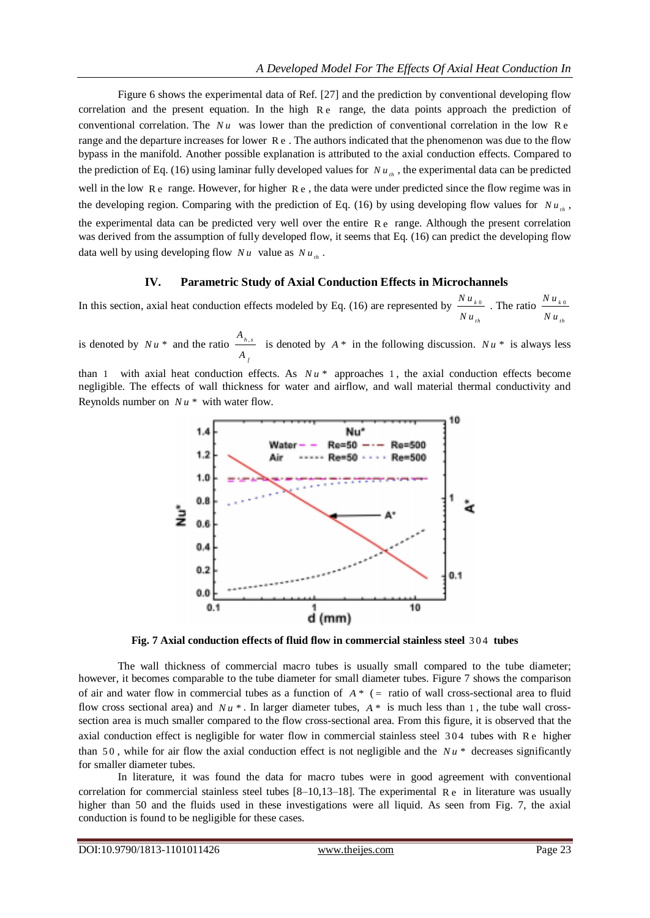Figure 6 shows the experimental data of Ref. [27] and the prediction by conventional developing flow correlation and the present equation. In the high $Re$ range, the data points approach the prediction of conventional correlation. The $Nu$ was lower than the prediction of conventional correlation in the low $Re$ range and the departure increases for lower $Re$. The authors indicated that the phenomenon was due to the flow bypass in the manifold. Another possible explanation is attributed to the axial conduction effects. Compared to the prediction of Eq. (16) using laminar fully developed values for $Nu_{th}$, the experimental data can be predicted well in the low $Re$ range. However, for higher $Re$, the data were under predicted since the flow regime was in the developing region. Comparing with the prediction of Eq. (16) by using developing flow values for $Nu_{th}$, the experimental data can be predicted very well over the entire $Re$ range. Although the present correlation was derived from the assumption of fully developed flow, it seems that Eq. (16) can predict the developing flow data well by using developing flow $Nu$ value as $Nu_{th}$.

## IV. Parametric Study of Axial Conduction Effects in Microchannels

In this section, axial heat conduction effects modeled by Eq. (16) are represented by $\frac{Nu_{k0}}{Nu_{th}}$. The ratio $\frac{Nu_{k0}}{Nu_{th}}$ is denoted by $Nu^*$ and the ratio $\frac{A_{h,s}}{A_f}$ is denoted by $A^*$ in the following discussion. $Nu^*$ is always less than 1 with axial heat conduction effects. As $Nu^*$ approaches 1, the axial conduction effects become negligible. The effects of wall thickness for water and airflow, and wall material thermal conductivity and Reynolds number on $Nu^*$ with water flow.

**Fig. 7 Axial conduction effects of fluid flow in commercial stainless steel 304 tubes**

The wall thickness of commercial macro tubes is usually small compared to the tube diameter; however, it becomes comparable to the tube diameter for small diameter tubes. Figure 7 shows the comparison of air and water flow in commercial tubes as a function of $A^*$ (= ratio of wall cross-sectional area to fluid flow cross sectional area) and $Nu^*$. In larger diameter tubes, $A^*$ is much less than 1, the tube wall cross-section area is much smaller compared to the flow cross-sectional area. From this figure, it is observed that the axial conduction effect is negligible for water flow in commercial stainless steel 304 tubes with $Re$ higher than 50, while for air flow the axial conduction effect is not negligible and the $Nu^*$ decreases significantly for smaller diameter tubes.

In literature, it was found the data for macro tubes were in good agreement with conventional correlation for commercial stainless steel tubes [8–10,13–18]. The experimental $Re$ in literature was usually higher than 50 and the fluids used in these investigations were all liquid. As seen from Fig. 7, the axial conduction is found to be negligible for these cases.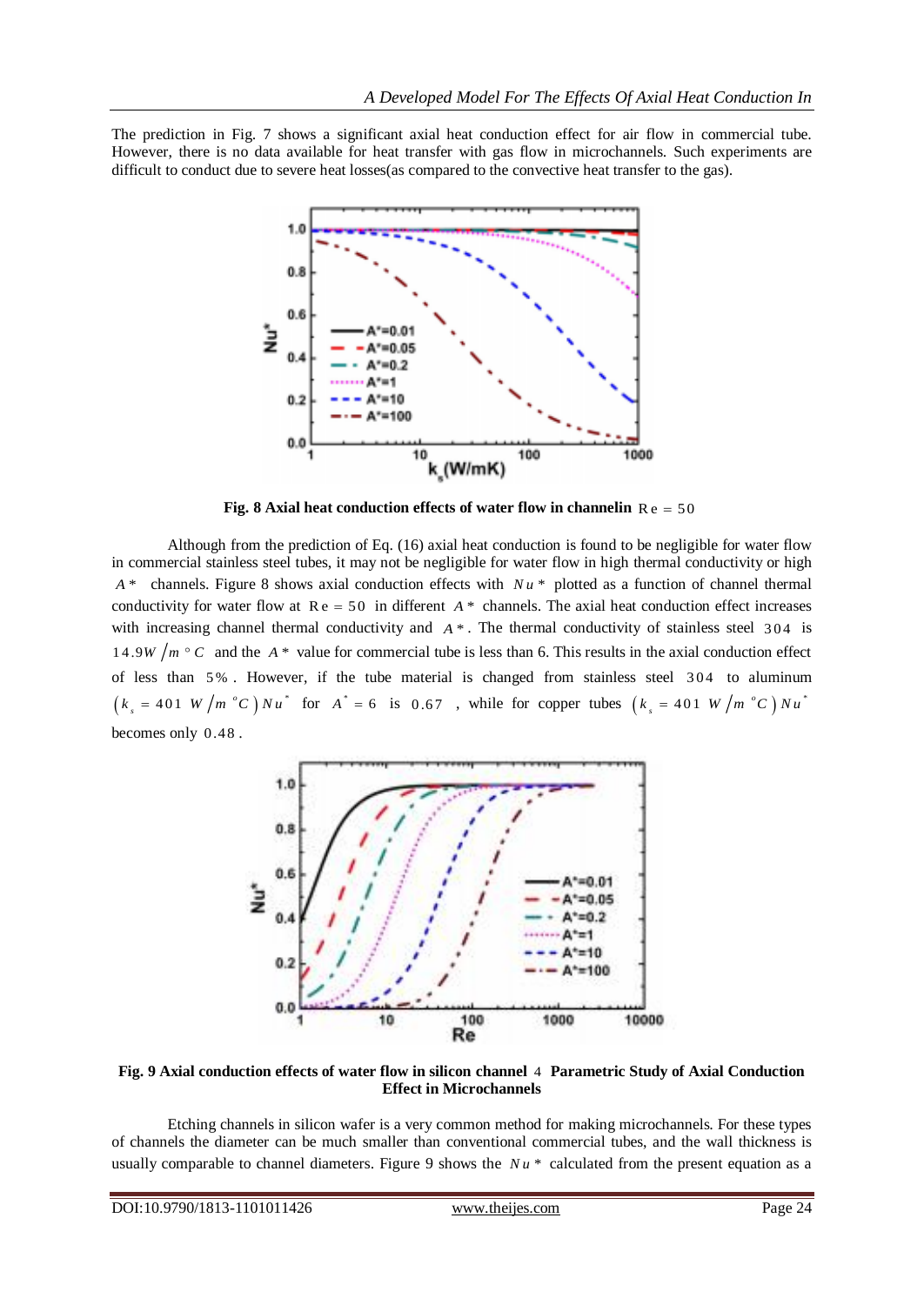The prediction in Fig. 7 shows a significant axial heat conduction effect for air flow in commercial tube. However, there is no data available for heat transfer with gas flow in microchannels. Such experiments are difficult to conduct due to severe heat losses(as compared to the convective heat transfer to the gas).

**Fig. 8 Axial heat conduction effects of water flow in channelin** $Re = 50$

Although from the prediction of Eq. (16) axial heat conduction is found to be negligible for water flow in commercial stainless steel tubes, it may not be negligible for water flow in high thermal conductivity or high $A^*$ channels. Figure 8 shows axial conduction effects with $Nu^*$ plotted as a function of channel thermal conductivity for water flow at $Re = 50$ in different $A^*$ channels. The axial heat conduction effect increases with increasing channel thermal conductivity and $A^*$. The thermal conductivity of stainless steel 304 is $14.9W/m\,^\circ C$ and the $A^*$ value for commercial tube is less than 6. This results in the axial conduction effect of less than 5%. However, if the tube material is changed from stainless steel 304 to aluminum $\left(k_s = 401\ W/m\,^\circ C\right) Nu^*$ for $A^* = 6$ is 0.67 , while for copper tubes $\left(k_s = 401\ W/m\,^\circ C\right) Nu^*$ becomes only 0.48 .

**Fig. 9 Axial conduction effects of water flow in silicon channel** 4 **Parametric Study of Axial Conduction Effect in Microchannels**

Etching channels in silicon wafer is a very common method for making microchannels. For these types of channels the diameter can be much smaller than conventional commercial tubes, and the wall thickness is usually comparable to channel diameters. Figure 9 shows the $Nu^*$ calculated from the present equation as a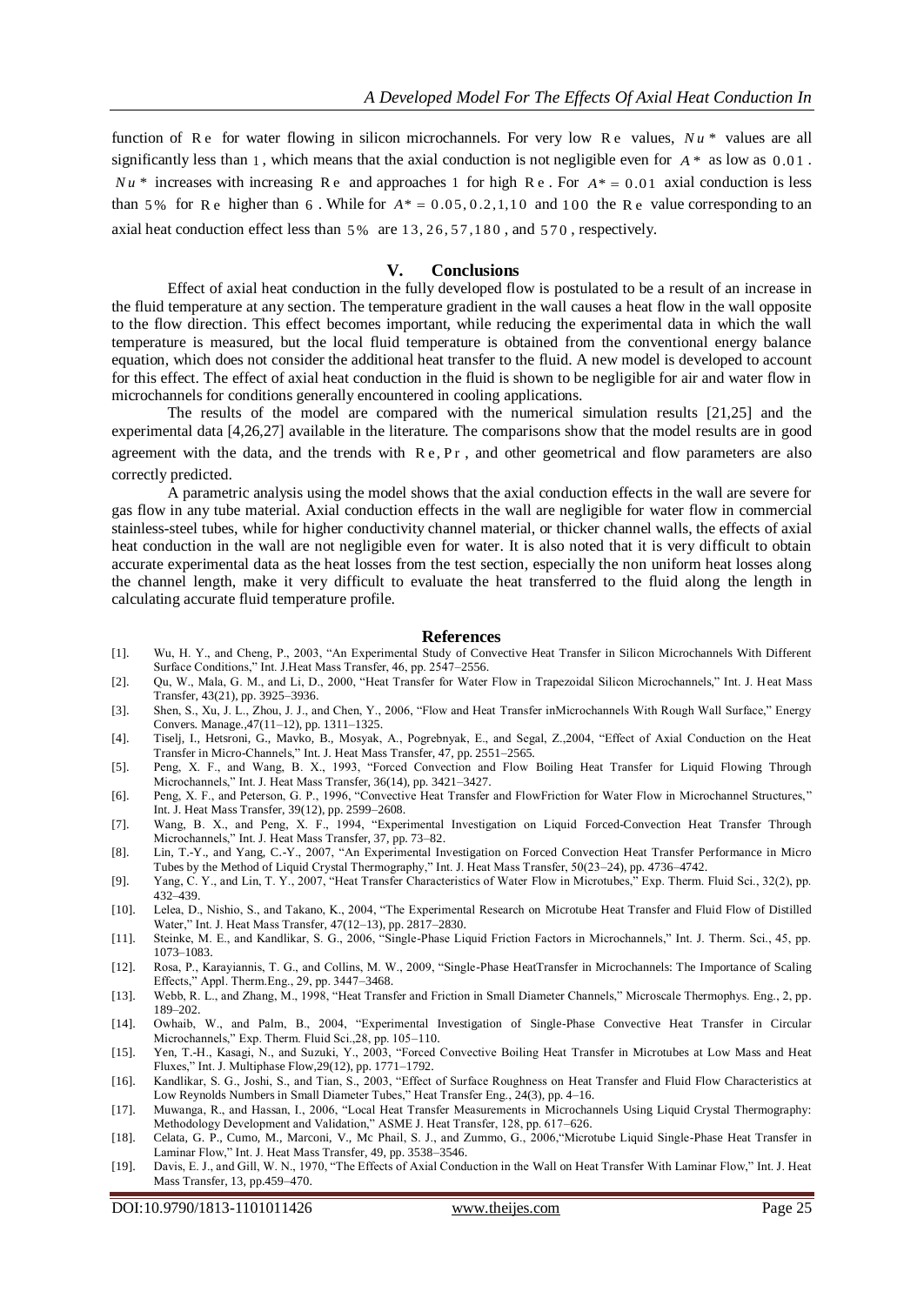function of $Re$ for water flowing in silicon microchannels. For very low $Re$ values, $Nu^*$ values are all significantly less than 1, which means that the axial conduction is not negligible even for $A^*$ as low as 0.01. $Nu^*$ increases with increasing $Re$ and approaches 1 for high $Re$. For $A^* = 0.01$ axial conduction is less than 5% for $Re$ higher than 6. While for $A^* = 0.05, 0.2, 1, 10$ and 100 the $Re$ value corresponding to an axial heat conduction effect less than 5% are 13, 26, 57, 180, and 570, respectively.

## V. Conclusions

Effect of axial heat conduction in the fully developed flow is postulated to be a result of an increase in the fluid temperature at any section. The temperature gradient in the wall causes a heat flow in the wall opposite to the flow direction. This effect becomes important, while reducing the experimental data in which the wall temperature is measured, but the local fluid temperature is obtained from the conventional energy balance equation, which does not consider the additional heat transfer to the fluid. A new model is developed to account for this effect. The effect of axial heat conduction in the fluid is shown to be negligible for air and water flow in microchannels for conditions generally encountered in cooling applications.

The results of the model are compared with the numerical simulation results [21,25] and the experimental data [4,26,27] available in the literature. The comparisons show that the model results are in good agreement with the data, and the trends with $Re, Pr$, and other geometrical and flow parameters are also correctly predicted.

A parametric analysis using the model shows that the axial conduction effects in the wall are severe for gas flow in any tube material. Axial conduction effects in the wall are negligible for water flow in commercial stainless-steel tubes, while for higher conductivity channel material, or thicker channel walls, the effects of axial heat conduction in the wall are not negligible even for water. It is also noted that it is very difficult to obtain accurate experimental data as the heat losses from the test section, especially the non uniform heat losses along the channel length, make it very difficult to evaluate the heat transferred to the fluid along the length in calculating accurate fluid temperature profile.

## References

[1]. Wu, H. Y., and Cheng, P., 2003, "An Experimental Study of Convective Heat Transfer in Silicon Microchannels With Different Surface Conditions," Int. J.Heat Mass Transfer, 46, pp. 2547–2556.

[2]. Qu, W., Mala, G. M., and Li, D., 2000, "Heat Transfer for Water Flow in Trapezoidal Silicon Microchannels," Int. J. Heat Mass Transfer, 43(21), pp. 3925–3936.

[3]. Shen, S., Xu, J. L., Zhou, J. J., and Chen, Y., 2006, "Flow and Heat Transfer inMicrochannels With Rough Wall Surface," Energy Convers. Manage.,47(11–12), pp. 1311–1325.

[4]. Tiselj, I., Hetsroni, G., Mavko, B., Mosyak, A., Pogrebnyak, E., and Segal, Z.,2004, "Effect of Axial Conduction on the Heat Transfer in Micro-Channels," Int. J. Heat Mass Transfer, 47, pp. 2551–2565.

[5]. Peng, X. F., and Wang, B. X., 1993, "Forced Convection and Flow Boiling Heat Transfer for Liquid Flowing Through Microchannels," Int. J. Heat Mass Transfer, 36(14), pp. 3421–3427.

[6]. Peng, X. F., and Peterson, G. P., 1996, "Convective Heat Transfer and FlowFriction for Water Flow in Microchannel Structures," Int. J. Heat Mass Transfer, 39(12), pp. 2599–2608.

[7]. Wang, B. X., and Peng, X. F., 1994, "Experimental Investigation on Liquid Forced-Convection Heat Transfer Through Microchannels," Int. J. Heat Mass Transfer, 37, pp. 73–82.

[8]. Lin, T.-Y., and Yang, C.-Y., 2007, "An Experimental Investigation on Forced Convection Heat Transfer Performance in Micro Tubes by the Method of Liquid Crystal Thermography," Int. J. Heat Mass Transfer, 50(23–24), pp. 4736–4742.

[9]. Yang, C. Y., and Lin, T. Y., 2007, "Heat Transfer Characteristics of Water Flow in Microtubes," Exp. Therm. Fluid Sci., 32(2), pp. 432–439.

[10]. Lelea, D., Nishio, S., and Takano, K., 2004, "The Experimental Research on Microtube Heat Transfer and Fluid Flow of Distilled Water," Int. J. Heat Mass Transfer, 47(12–13), pp. 2817–2830.

[11]. Steinke, M. E., and Kandlikar, S. G., 2006, "Single-Phase Liquid Friction Factors in Microchannels," Int. J. Therm. Sci., 45, pp. 1073–1083.

[12]. Rosa, P., Karayiannis, T. G., and Collins, M. W., 2009, "Single-Phase HeatTransfer in Microchannels: The Importance of Scaling Effects," Appl. Therm.Eng., 29, pp. 3447–3468.

[13]. Webb, R. L., and Zhang, M., 1998, "Heat Transfer and Friction in Small Diameter Channels," Microscale Thermophys. Eng., 2, pp. 189–202.

[14]. Owhaib, W., and Palm, B., 2004, "Experimental Investigation of Single-Phase Convective Heat Transfer in Circular Microchannels," Exp. Therm. Fluid Sci.,28, pp. 105–110.

[15]. Yen, T.-H., Kasagi, N., and Suzuki, Y., 2003, "Forced Convective Boiling Heat Transfer in Microtubes at Low Mass and Heat Fluxes," Int. J. Multiphase Flow,29(12), pp. 1771–1792.

[16]. Kandlikar, S. G., Joshi, S., and Tian, S., 2003, "Effect of Surface Roughness on Heat Transfer and Fluid Flow Characteristics at Low Reynolds Numbers in Small Diameter Tubes," Heat Transfer Eng., 24(3), pp. 4–16.

[17]. Muwanga, R., and Hassan, I., 2006, "Local Heat Transfer Measurements in Microchannels Using Liquid Crystal Thermography: Methodology Development and Validation," ASME J. Heat Transfer, 128, pp. 617–626.

[18]. Celata, G. P., Cumo, M., Marconi, V., Mc Phail, S. J., and Zummo, G., 2006,"Microtube Liquid Single-Phase Heat Transfer in Laminar Flow," Int. J. Heat Mass Transfer, 49, pp. 3538–3546.

[19]. Davis, E. J., and Gill, W. N., 1970, "The Effects of Axial Conduction in the Wall on Heat Transfer With Laminar Flow," Int. J. Heat Mass Transfer, 13, pp.459–470.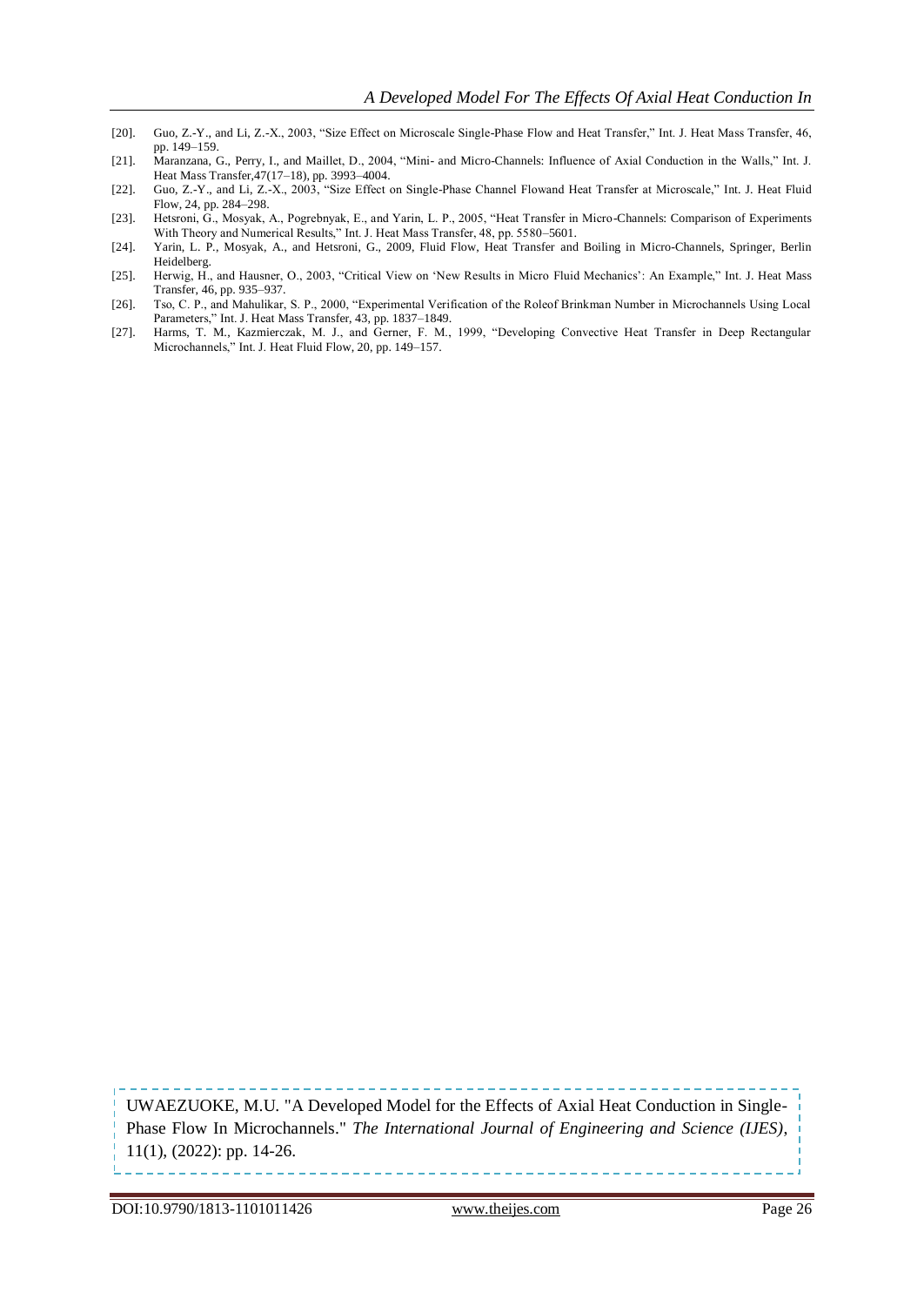[20]. Guo, Z.-Y., and Li, Z.-X., 2003, "Size Effect on Microscale Single-Phase Flow and Heat Transfer," Int. J. Heat Mass Transfer, 46, pp. 149–159.

[21]. Maranzana, G., Perry, I., and Maillet, D., 2004, "Mini- and Micro-Channels: Influence of Axial Conduction in the Walls," Int. J. Heat Mass Transfer,47(17–18), pp. 3993–4004.

[22]. Guo, Z.-Y., and Li, Z.-X., 2003, "Size Effect on Single-Phase Channel Flowand Heat Transfer at Microscale," Int. J. Heat Fluid Flow, 24, pp. 284–298.

[23]. Hetsroni, G., Mosyak, A., Pogrebnyak, E., and Yarin, L. P., 2005, "Heat Transfer in Micro-Channels: Comparison of Experiments With Theory and Numerical Results," Int. J. Heat Mass Transfer, 48, pp. 5580–5601.

[24]. Yarin, L. P., Mosyak, A., and Hetsroni, G., 2009, Fluid Flow, Heat Transfer and Boiling in Micro-Channels, Springer, Berlin Heidelberg.

[25]. Herwig, H., and Hausner, O., 2003, "Critical View on 'New Results in Micro Fluid Mechanics': An Example," Int. J. Heat Mass Transfer, 46, pp. 935–937.

[26]. Tso, C. P., and Mahulikar, S. P., 2000, "Experimental Verification of the Roleof Brinkman Number in Microchannels Using Local Parameters," Int. J. Heat Mass Transfer, 43, pp. 1837–1849.

[27]. Harms, T. M., Kazmierczak, M. J., and Gerner, F. M., 1999, "Developing Convective Heat Transfer in Deep Rectangular Microchannels," Int. J. Heat Fluid Flow, 20, pp. 149–157.

UWAEZUOKE, M.U. "A Developed Model for the Effects of Axial Heat Conduction in Single-Phase Flow In Microchannels." *The International Journal of Engineering and Science (IJES)*, 11(1), (2022): pp. 14-26.